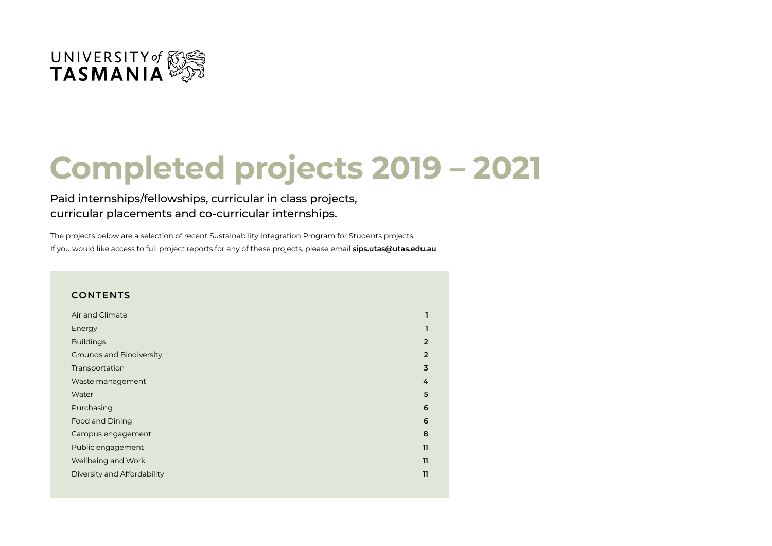UNIVERSITY *of* **TASMANIA**

# Completed projects 2019 – 2021

Paid internships/fellowships, curricular in class projects, curricular placements and co-curricular internships.

The projects below are a selection of recent Sustainability Integration Program for Students projects.
If you would like access to full project reports for any of these projects, please email **sips.utas@utas.edu.au**

## CONTENTS

| | |
|---|---|
| Air and Climate | **1** |
| Energy | **1** |
| Buildings | **2** |
| Grounds and Biodiversity | **2** |
| Transportation | **3** |
| Waste management | **4** |
| Water | **5** |
| Purchasing | **6** |
| Food and Dining | **6** |
| Campus engagement | **8** |
| Public engagement | **11** |
| Wellbeing and Work | **11** |
| Diversity and Affordability | **11** |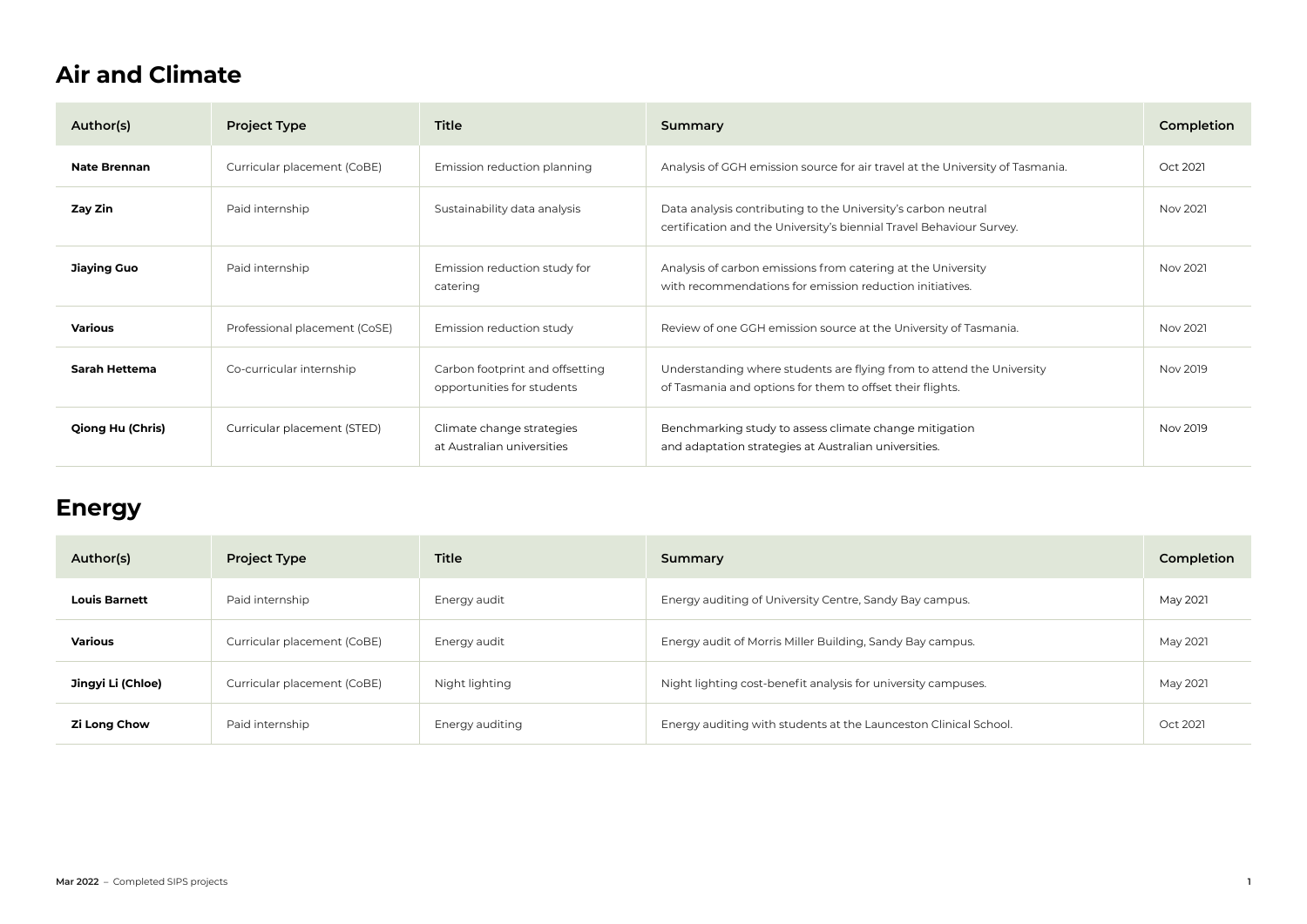## Air and Climate

| Author(s) | Project Type | Title | Summary | Completion |
|---|---|---|---|---|
| **Nate Brennan** | Curricular placement (CoBE) | Emission reduction planning | Analysis of GGH emission source for air travel at the University of Tasmania. | Oct 2021 |
| **Zay Zin** | Paid internship | Sustainability data analysis | Data analysis contributing to the University's carbon neutral certification and the University's biennial Travel Behaviour Survey. | Nov 2021 |
| **Jiaying Guo** | Paid internship | Emission reduction study for catering | Analysis of carbon emissions from catering at the University with recommendations for emission reduction initiatives. | Nov 2021 |
| **Various** | Professional placement (CoSE) | Emission reduction study | Review of one GGH emission source at the University of Tasmania. | Nov 2021 |
| **Sarah Hettema** | Co-curricular internship | Carbon footprint and offsetting opportunities for students | Understanding where students are flying from to attend the University of Tasmania and options for them to offset their flights. | Nov 2019 |
| **Qiong Hu (Chris)** | Curricular placement (STED) | Climate change strategies at Australian universities | Benchmarking study to assess climate change mitigation and adaptation strategies at Australian universities. | Nov 2019 |

## Energy

| Author(s) | Project Type | Title | Summary | Completion |
|---|---|---|---|---|
| **Louis Barnett** | Paid internship | Energy audit | Energy auditing of University Centre, Sandy Bay campus. | May 2021 |
| **Various** | Curricular placement (CoBE) | Energy audit | Energy audit of Morris Miller Building, Sandy Bay campus. | May 2021 |
| **Jingyi Li (Chloe)** | Curricular placement (CoBE) | Night lighting | Night lighting cost-benefit analysis for university campuses. | May 2021 |
| **Zi Long Chow** | Paid internship | Energy auditing | Energy auditing with students at the Launceston Clinical School. | Oct 2021 |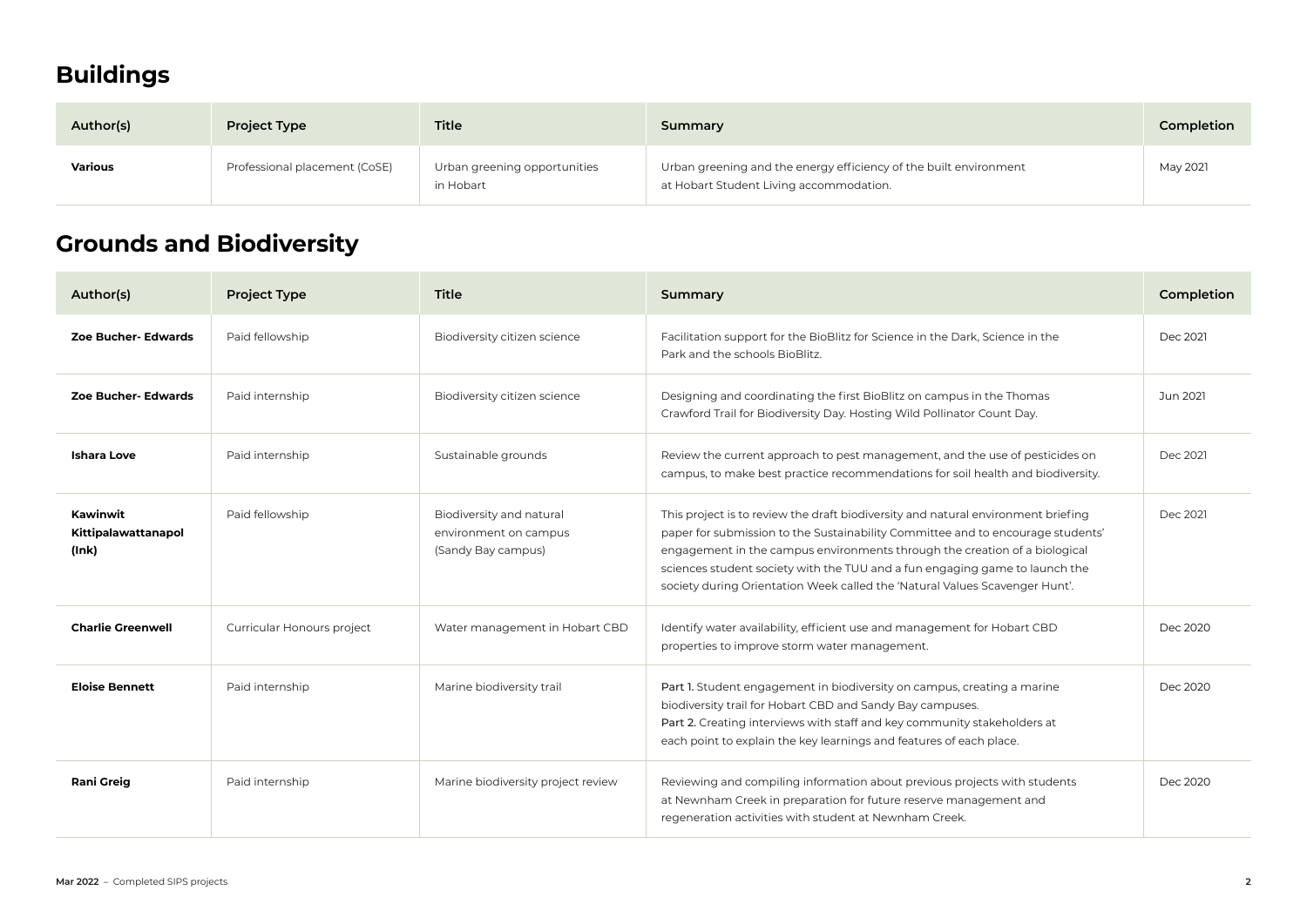## Buildings

| Author(s) | Project Type | Title | Summary | Completion |
|---|---|---|---|---|
| **Various** | Professional placement (CoSE) | Urban greening opportunities in Hobart | Urban greening and the energy efficiency of the built environment at Hobart Student Living accommodation. | May 2021 |

## Grounds and Biodiversity

| Author(s) | Project Type | Title | Summary | Completion |
|---|---|---|---|---|
| **Zoe Bucher- Edwards** | Paid fellowship | Biodiversity citizen science | Facilitation support for the BioBlitz for Science in the Dark, Science in the Park and the schools BioBlitz. | Dec 2021 |
| **Zoe Bucher- Edwards** | Paid internship | Biodiversity citizen science | Designing and coordinating the first BioBlitz on campus in the Thomas Crawford Trail for Biodiversity Day. Hosting Wild Pollinator Count Day. | Jun 2021 |
| **Ishara Love** | Paid internship | Sustainable grounds | Review the current approach to pest management, and the use of pesticides on campus, to make best practice recommendations for soil health and biodiversity. | Dec 2021 |
| **Kawinwit Kittipalawattanapol (Ink)** | Paid fellowship | Biodiversity and natural environment on campus (Sandy Bay campus) | This project is to review the draft biodiversity and natural environment briefing paper for submission to the Sustainability Committee and to encourage students' engagement in the campus environments through the creation of a biological sciences student society with the TUU and a fun engaging game to launch the society during Orientation Week called the 'Natural Values Scavenger Hunt'. | Dec 2021 |
| **Charlie Greenwell** | Curricular Honours project | Water management in Hobart CBD | Identify water availability, efficient use and management for Hobart CBD properties to improve storm water management. | Dec 2020 |
| **Eloise Bennett** | Paid internship | Marine biodiversity trail | **Part 1.** Student engagement in biodiversity on campus, creating a marine biodiversity trail for Hobart CBD and Sandy Bay campuses.<br>**Part 2.** Creating interviews with staff and key community stakeholders at each point to explain the key learnings and features of each place. | Dec 2020 |
| **Rani Greig** | Paid internship | Marine biodiversity project review | Reviewing and compiling information about previous projects with students at Newnham Creek in preparation for future reserve management and regeneration activities with student at Newnham Creek. | Dec 2020 |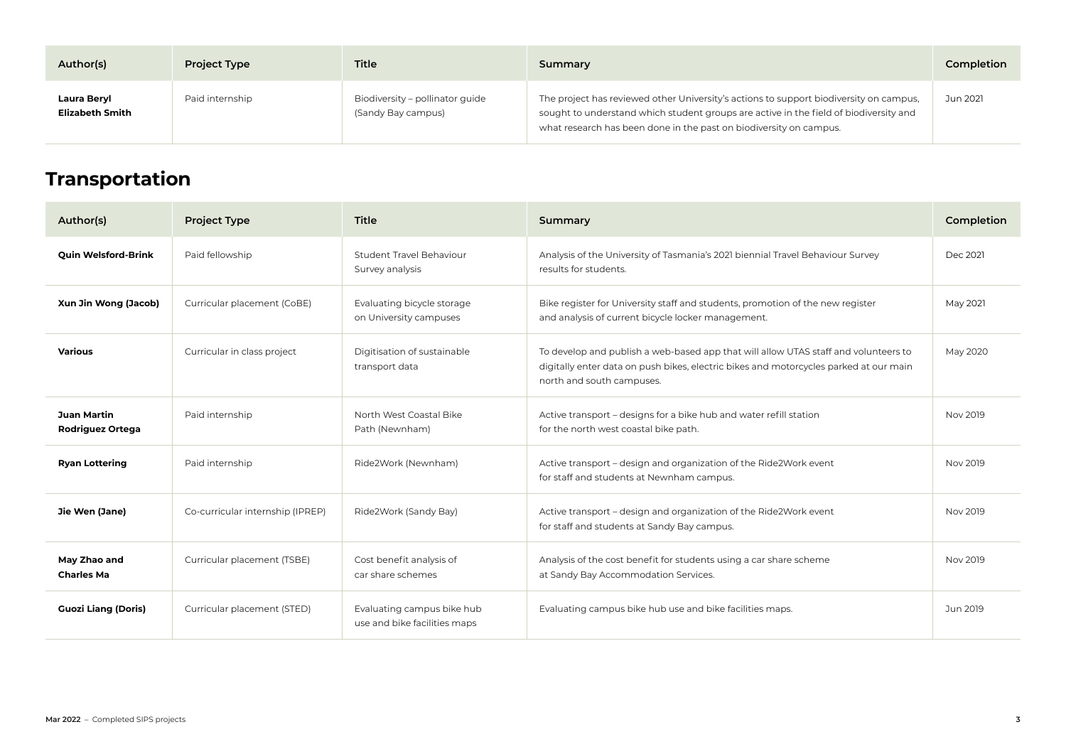| Author(s) | Project Type | Title | Summary | Completion |
|---|---|---|---|---|
| **Laura Beryl Elizabeth Smith** | Paid internship | Biodiversity – pollinator guide (Sandy Bay campus) | The project has reviewed other University's actions to support biodiversity on campus, sought to understand which student groups are active in the field of biodiversity and what research has been done in the past on biodiversity on campus. | Jun 2021 |

## Transportation

| Author(s) | Project Type | Title | Summary | Completion |
|---|---|---|---|---|
| **Quin Welsford-Brink** | Paid fellowship | Student Travel Behaviour Survey analysis | Analysis of the University of Tasmania's 2021 biennial Travel Behaviour Survey results for students. | Dec 2021 |
| **Xun Jin Wong (Jacob)** | Curricular placement (CoBE) | Evaluating bicycle storage on University campuses | Bike register for University staff and students, promotion of the new register and analysis of current bicycle locker management. | May 2021 |
| **Various** | Curricular in class project | Digitisation of sustainable transport data | To develop and publish a web-based app that will allow UTAS staff and volunteers to digitally enter data on push bikes, electric bikes and motorcycles parked at our main north and south campuses. | May 2020 |
| **Juan Martin Rodriguez Ortega** | Paid internship | North West Coastal Bike Path (Newnham) | Active transport – designs for a bike hub and water refill station for the north west coastal bike path. | Nov 2019 |
| **Ryan Lottering** | Paid internship | Ride2Work (Newnham) | Active transport – design and organization of the Ride2Work event for staff and students at Newnham campus. | Nov 2019 |
| **Jie Wen (Jane)** | Co-curricular internship (IPREP) | Ride2Work (Sandy Bay) | Active transport – design and organization of the Ride2Work event for staff and students at Sandy Bay campus. | Nov 2019 |
| **May Zhao and Charles Ma** | Curricular placement (TSBE) | Cost benefit analysis of car share schemes | Analysis of the cost benefit for students using a car share scheme at Sandy Bay Accommodation Services. | Nov 2019 |
| **Guozi Liang (Doris)** | Curricular placement (STED) | Evaluating campus bike hub use and bike facilities maps | Evaluating campus bike hub use and bike facilities maps. | Jun 2019 |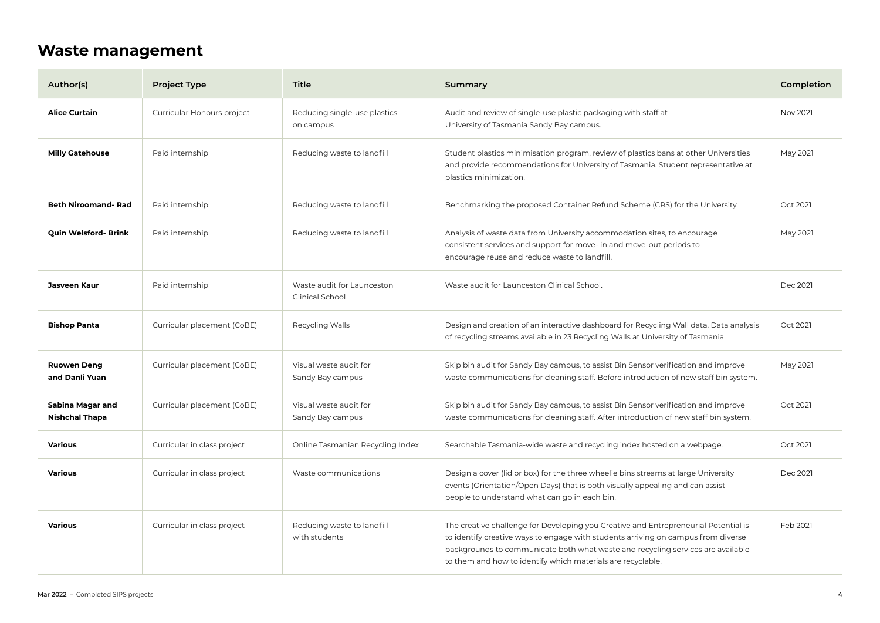# Waste management

| Author(s) | Project Type | Title | Summary | Completion |
|---|---|---|---|---|
| **Alice Curtain** | Curricular Honours project | Reducing single-use plastics on campus | Audit and review of single-use plastic packaging with staff at University of Tasmania Sandy Bay campus. | Nov 2021 |
| **Milly Gatehouse** | Paid internship | Reducing waste to landfill | Student plastics minimisation program, review of plastics bans at other Universities and provide recommendations for University of Tasmania. Student representative at plastics minimization. | May 2021 |
| **Beth Niroomand- Rad** | Paid internship | Reducing waste to landfill | Benchmarking the proposed Container Refund Scheme (CRS) for the University. | Oct 2021 |
| **Quin Welsford- Brink** | Paid internship | Reducing waste to landfill | Analysis of waste data from University accommodation sites, to encourage consistent services and support for move- in and move-out periods to encourage reuse and reduce waste to landfill. | May 2021 |
| **Jasveen Kaur** | Paid internship | Waste audit for Launceston Clinical School | Waste audit for Launceston Clinical School. | Dec 2021 |
| **Bishop Panta** | Curricular placement (CoBE) | Recycling Walls | Design and creation of an interactive dashboard for Recycling Wall data. Data analysis of recycling streams available in 23 Recycling Walls at University of Tasmania. | Oct 2021 |
| **Ruowen Deng and Danli Yuan** | Curricular placement (CoBE) | Visual waste audit for Sandy Bay campus | Skip bin audit for Sandy Bay campus, to assist Bin Sensor verification and improve waste communications for cleaning staff. Before introduction of new staff bin system. | May 2021 |
| **Sabina Magar and Nishchal Thapa** | Curricular placement (CoBE) | Visual waste audit for Sandy Bay campus | Skip bin audit for Sandy Bay campus, to assist Bin Sensor verification and improve waste communications for cleaning staff. After introduction of new staff bin system. | Oct 2021 |
| **Various** | Curricular in class project | Online Tasmanian Recycling Index | Searchable Tasmania-wide waste and recycling index hosted on a webpage. | Oct 2021 |
| **Various** | Curricular in class project | Waste communications | Design a cover (lid or box) for the three wheelie bins streams at large University events (Orientation/Open Days) that is both visually appealing and can assist people to understand what can go in each bin. | Dec 2021 |
| **Various** | Curricular in class project | Reducing waste to landfill with students | The creative challenge for Developing you Creative and Entrepreneurial Potential is to identify creative ways to engage with students arriving on campus from diverse backgrounds to communicate both what waste and recycling services are available to them and how to identify which materials are recyclable. | Feb 2021 |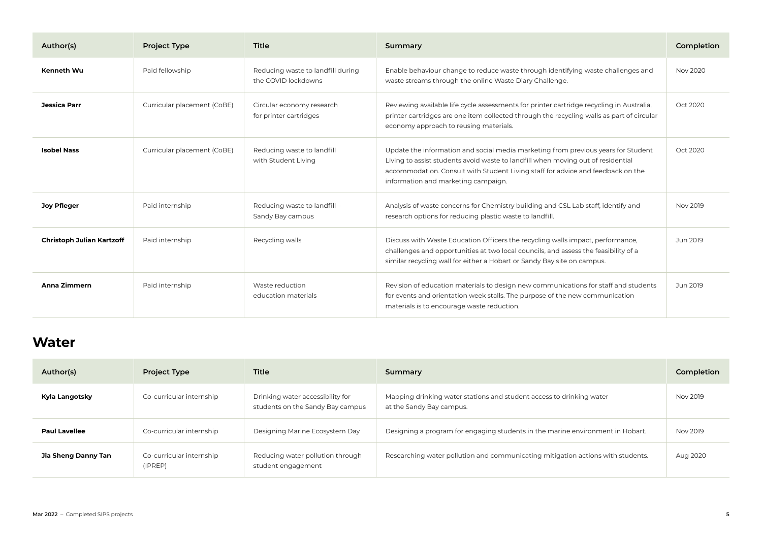| Author(s) | Project Type | Title | Summary | Completion |
|---|---|---|---|---|
| **Kenneth Wu** | Paid fellowship | Reducing waste to landfill during the COVID lockdowns | Enable behaviour change to reduce waste through identifying waste challenges and waste streams through the online Waste Diary Challenge. | Nov 2020 |
| **Jessica Parr** | Curricular placement (CoBE) | Circular economy research for printer cartridges | Reviewing available life cycle assessments for printer cartridge recycling in Australia, printer cartridges are one item collected through the recycling walls as part of circular economy approach to reusing materials. | Oct 2020 |
| **Isobel Nass** | Curricular placement (CoBE) | Reducing waste to landfill with Student Living | Update the information and social media marketing from previous years for Student Living to assist students avoid waste to landfill when moving out of residential accommodation. Consult with Student Living staff for advice and feedback on the information and marketing campaign. | Oct 2020 |
| **Joy Pfleger** | Paid internship | Reducing waste to landfill – Sandy Bay campus | Analysis of waste concerns for Chemistry building and CSL Lab staff, identify and research options for reducing plastic waste to landfill. | Nov 2019 |
| **Christoph Julian Kartzoff** | Paid internship | Recycling walls | Discuss with Waste Education Officers the recycling walls impact, performance, challenges and opportunities at two local councils, and assess the feasibility of a similar recycling wall for either a Hobart or Sandy Bay site on campus. | Jun 2019 |
| **Anna Zimmern** | Paid internship | Waste reduction education materials | Revision of education materials to design new communications for staff and students for events and orientation week stalls. The purpose of the new communication materials is to encourage waste reduction. | Jun 2019 |

## Water

| Author(s) | Project Type | Title | Summary | Completion |
|---|---|---|---|---|
| **Kyla Langotsky** | Co-curricular internship | Drinking water accessibility for students on the Sandy Bay campus | Mapping drinking water stations and student access to drinking water at the Sandy Bay campus. | Nov 2019 |
| **Paul Lavellee** | Co-curricular internship | Designing Marine Ecosystem Day | Designing a program for engaging students in the marine environment in Hobart. | Nov 2019 |
| **Jia Sheng Danny Tan** | Co-curricular internship (IPREP) | Reducing water pollution through student engagement | Researching water pollution and communicating mitigation actions with students. | Aug 2020 |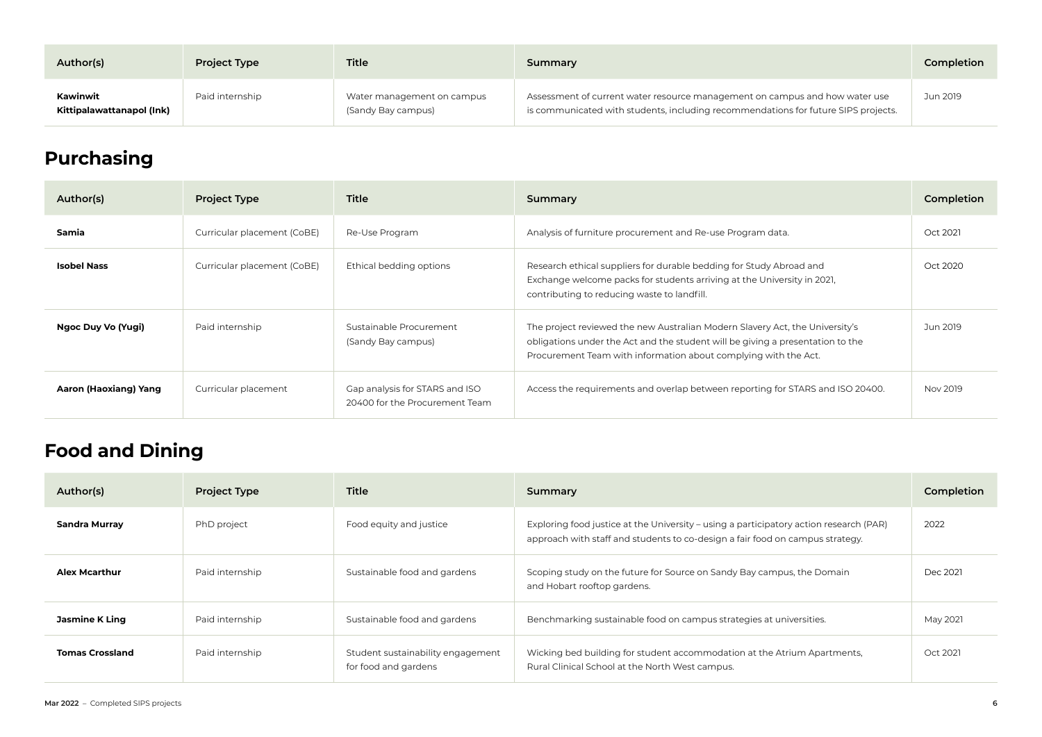| Author(s) | Project Type | Title | Summary | Completion |
|---|---|---|---|---|
| **Kawinwit Kittipalawattanapol (Ink)** | Paid internship | Water management on campus (Sandy Bay campus) | Assessment of current water resource management on campus and how water use is communicated with students, including recommendations for future SIPS projects. | Jun 2019 |

## Purchasing

| Author(s) | Project Type | Title | Summary | Completion |
|---|---|---|---|---|
| **Samia** | Curricular placement (CoBE) | Re-Use Program | Analysis of furniture procurement and Re-use Program data. | Oct 2021 |
| **Isobel Nass** | Curricular placement (CoBE) | Ethical bedding options | Research ethical suppliers for durable bedding for Study Abroad and Exchange welcome packs for students arriving at the University in 2021, contributing to reducing waste to landfill. | Oct 2020 |
| **Ngoc Duy Vo (Yugi)** | Paid internship | Sustainable Procurement (Sandy Bay campus) | The project reviewed the new Australian Modern Slavery Act, the University's obligations under the Act and the student will be giving a presentation to the Procurement Team with information about complying with the Act. | Jun 2019 |
| **Aaron (Haoxiang) Yang** | Curricular placement | Gap analysis for STARS and ISO 20400 for the Procurement Team | Access the requirements and overlap between reporting for STARS and ISO 20400. | Nov 2019 |

## Food and Dining

| Author(s) | Project Type | Title | Summary | Completion |
|---|---|---|---|---|
| **Sandra Murray** | PhD project | Food equity and justice | Exploring food justice at the University – using a participatory action research (PAR) approach with staff and students to co-design a fair food on campus strategy. | 2022 |
| **Alex Mcarthur** | Paid internship | Sustainable food and gardens | Scoping study on the future for Source on Sandy Bay campus, the Domain and Hobart rooftop gardens. | Dec 2021 |
| **Jasmine K Ling** | Paid internship | Sustainable food and gardens | Benchmarking sustainable food on campus strategies at universities. | May 2021 |
| **Tomas Crossland** | Paid internship | Student sustainability engagement for food and gardens | Wicking bed building for student accommodation at the Atrium Apartments, Rural Clinical School at the North West campus. | Oct 2021 |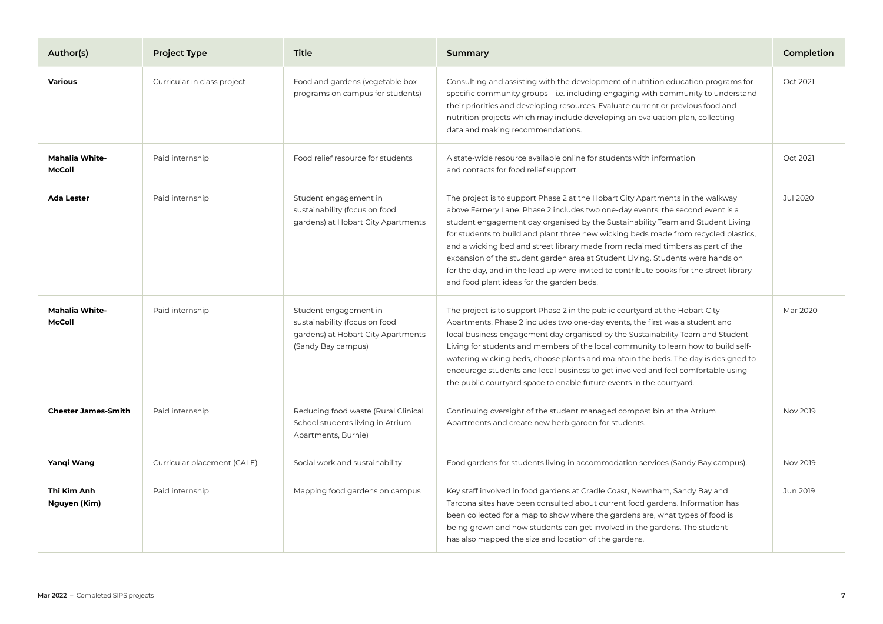| Author(s) | Project Type | Title | Summary | Completion |
|---|---|---|---|---|
| **Various** | Curricular in class project | Food and gardens (vegetable box programs on campus for students) | Consulting and assisting with the development of nutrition education programs for specific community groups – i.e. including engaging with community to understand their priorities and developing resources. Evaluate current or previous food and nutrition projects which may include developing an evaluation plan, collecting data and making recommendations. | Oct 2021 |
| **Mahalia White-McColl** | Paid internship | Food relief resource for students | A state-wide resource available online for students with information and contacts for food relief support. | Oct 2021 |
| **Ada Lester** | Paid internship | Student engagement in sustainability (focus on food gardens) at Hobart City Apartments | The project is to support Phase 2 at the Hobart City Apartments in the walkway above Fernery Lane. Phase 2 includes two one-day events, the second event is a student engagement day organised by the Sustainability Team and Student Living for students to build and plant three new wicking beds made from recycled plastics, and a wicking bed and street library made from reclaimed timbers as part of the expansion of the student garden area at Student Living. Students were hands on for the day, and in the lead up were invited to contribute books for the street library and food plant ideas for the garden beds. | Jul 2020 |
| **Mahalia White-McColl** | Paid internship | Student engagement in sustainability (focus on food gardens) at Hobart City Apartments (Sandy Bay campus) | The project is to support Phase 2 in the public courtyard at the Hobart City Apartments. Phase 2 includes two one-day events, the first was a student and local business engagement day organised by the Sustainability Team and Student Living for students and members of the local community to learn how to build self-watering wicking beds, choose plants and maintain the beds. The day is designed to encourage students and local business to get involved and feel comfortable using the public courtyard space to enable future events in the courtyard. | Mar 2020 |
| **Chester James-Smith** | Paid internship | Reducing food waste (Rural Clinical School students living in Atrium Apartments, Burnie) | Continuing oversight of the student managed compost bin at the Atrium Apartments and create new herb garden for students. | Nov 2019 |
| **Yanqi Wang** | Curricular placement (CALE) | Social work and sustainability | Food gardens for students living in accommodation services (Sandy Bay campus). | Nov 2019 |
| **Thi Kim Anh Nguyen (Kim)** | Paid internship | Mapping food gardens on campus | Key staff involved in food gardens at Cradle Coast, Newnham, Sandy Bay and Taroona sites have been consulted about current food gardens. Information has been collected for a map to show where the gardens are, what types of food is being grown and how students can get involved in the gardens. The student has also mapped the size and location of the gardens. | Jun 2019 |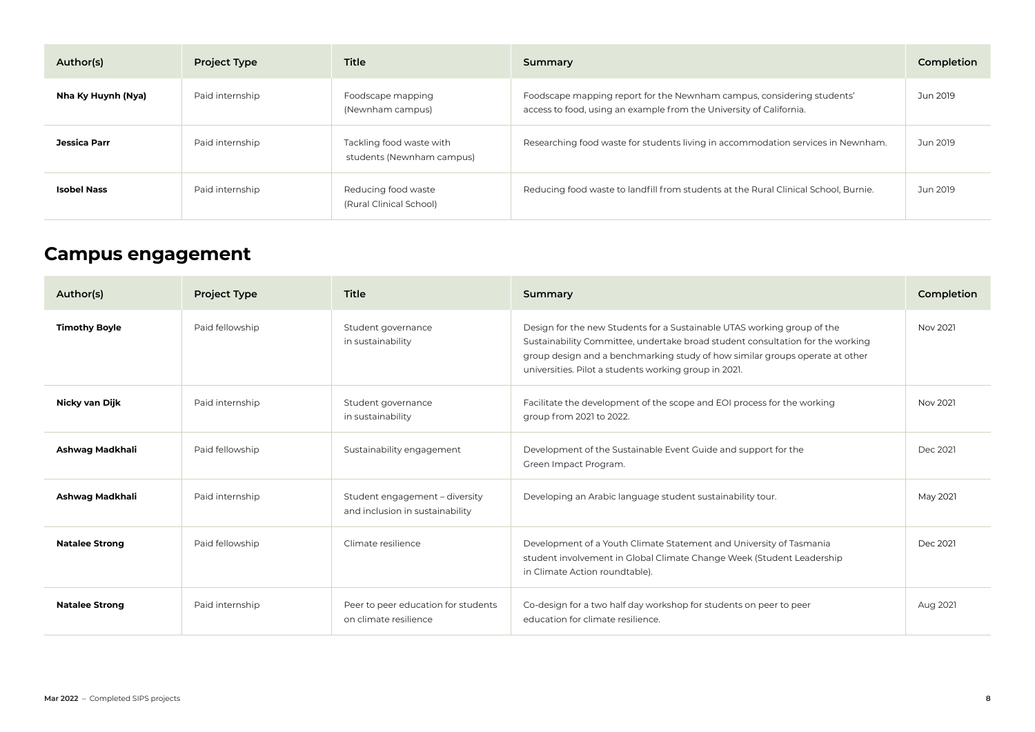| Author(s) | Project Type | Title | Summary | Completion |
|---|---|---|---|---|
| **Nha Ky Huynh (Nya)** | Paid internship | Foodscape mapping (Newnham campus) | Foodscape mapping report for the Newnham campus, considering students' access to food, using an example from the University of California. | Jun 2019 |
| **Jessica Parr** | Paid internship | Tackling food waste with students (Newnham campus) | Researching food waste for students living in accommodation services in Newnham. | Jun 2019 |
| **Isobel Nass** | Paid internship | Reducing food waste (Rural Clinical School) | Reducing food waste to landfill from students at the Rural Clinical School, Burnie. | Jun 2019 |

## Campus engagement

| Author(s) | Project Type | Title | Summary | Completion |
|---|---|---|---|---|
| **Timothy Boyle** | Paid fellowship | Student governance in sustainability | Design for the new Students for a Sustainable UTAS working group of the Sustainability Committee, undertake broad student consultation for the working group design and a benchmarking study of how similar groups operate at other universities. Pilot a students working group in 2021. | Nov 2021 |
| **Nicky van Dijk** | Paid internship | Student governance in sustainability | Facilitate the development of the scope and EOI process for the working group from 2021 to 2022. | Nov 2021 |
| **Ashwag Madkhali** | Paid fellowship | Sustainability engagement | Development of the Sustainable Event Guide and support for the Green Impact Program. | Dec 2021 |
| **Ashwag Madkhali** | Paid internship | Student engagement – diversity and inclusion in sustainability | Developing an Arabic language student sustainability tour. | May 2021 |
| **Natalee Strong** | Paid fellowship | Climate resilience | Development of a Youth Climate Statement and University of Tasmania student involvement in Global Climate Change Week (Student Leadership in Climate Action roundtable). | Dec 2021 |
| **Natalee Strong** | Paid internship | Peer to peer education for students on climate resilience | Co-design for a two half day workshop for students on peer to peer education for climate resilience. | Aug 2021 |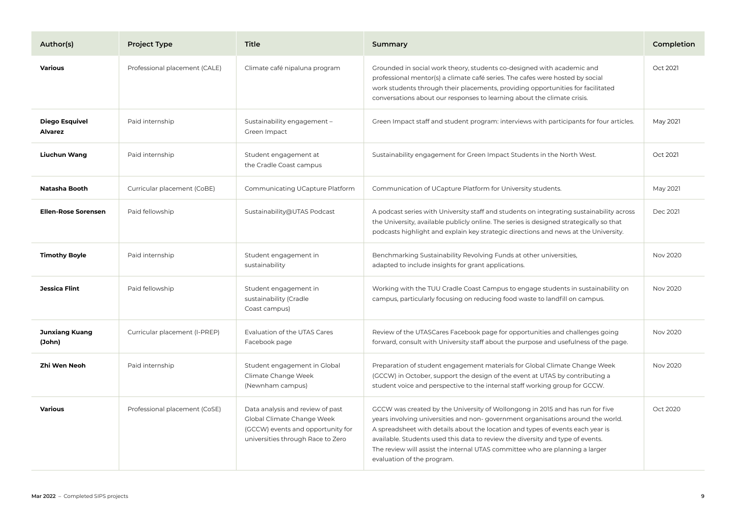| Author(s) | Project Type | Title | Summary | Completion |
|---|---|---|---|---|
| **Various** | Professional placement (CALE) | Climate café nipaluna program | Grounded in social work theory, students co-designed with academic and professional mentor(s) a climate café series. The cafes were hosted by social work students through their placements, providing opportunities for facilitated conversations about our responses to learning about the climate crisis. | Oct 2021 |
| **Diego Esquivel Alvarez** | Paid internship | Sustainability engagement – Green Impact | Green Impact staff and student program: interviews with participants for four articles. | May 2021 |
| **Liuchun Wang** | Paid internship | Student engagement at the Cradle Coast campus | Sustainability engagement for Green Impact Students in the North West. | Oct 2021 |
| **Natasha Booth** | Curricular placement (CoBE) | Communicating UCapture Platform | Communication of UCapture Platform for University students. | May 2021 |
| **Ellen-Rose Sorensen** | Paid fellowship | Sustainability@UTAS Podcast | A podcast series with University staff and students on integrating sustainability across the University, available publicly online. The series is designed strategically so that podcasts highlight and explain key strategic directions and news at the University. | Dec 2021 |
| **Timothy Boyle** | Paid internship | Student engagement in sustainability | Benchmarking Sustainability Revolving Funds at other universities, adapted to include insights for grant applications. | Nov 2020 |
| **Jessica Flint** | Paid fellowship | Student engagement in sustainability (Cradle Coast campus) | Working with the TUU Cradle Coast Campus to engage students in sustainability on campus, particularly focusing on reducing food waste to landfill on campus. | Nov 2020 |
| **Junxiang Kuang (John)** | Curricular placement (I-PREP) | Evaluation of the UTAS Cares Facebook page | Review of the UTASCares Facebook page for opportunities and challenges going forward, consult with University staff about the purpose and usefulness of the page. | Nov 2020 |
| **Zhi Wen Neoh** | Paid internship | Student engagement in Global Climate Change Week (Newnham campus) | Preparation of student engagement materials for Global Climate Change Week (GCCW) in October, support the design of the event at UTAS by contributing a student voice and perspective to the internal staff working group for GCCW. | Nov 2020 |
| **Various** | Professional placement (CoSE) | Data analysis and review of past Global Climate Change Week (GCCW) events and opportunity for universities through Race to Zero | GCCW was created by the University of Wollongong in 2015 and has run for five years involving universities and non- government organisations around the world. A spreadsheet with details about the location and types of events each year is available. Students used this data to review the diversity and type of events. The review will assist the internal UTAS committee who are planning a larger evaluation of the program. | Oct 2020 |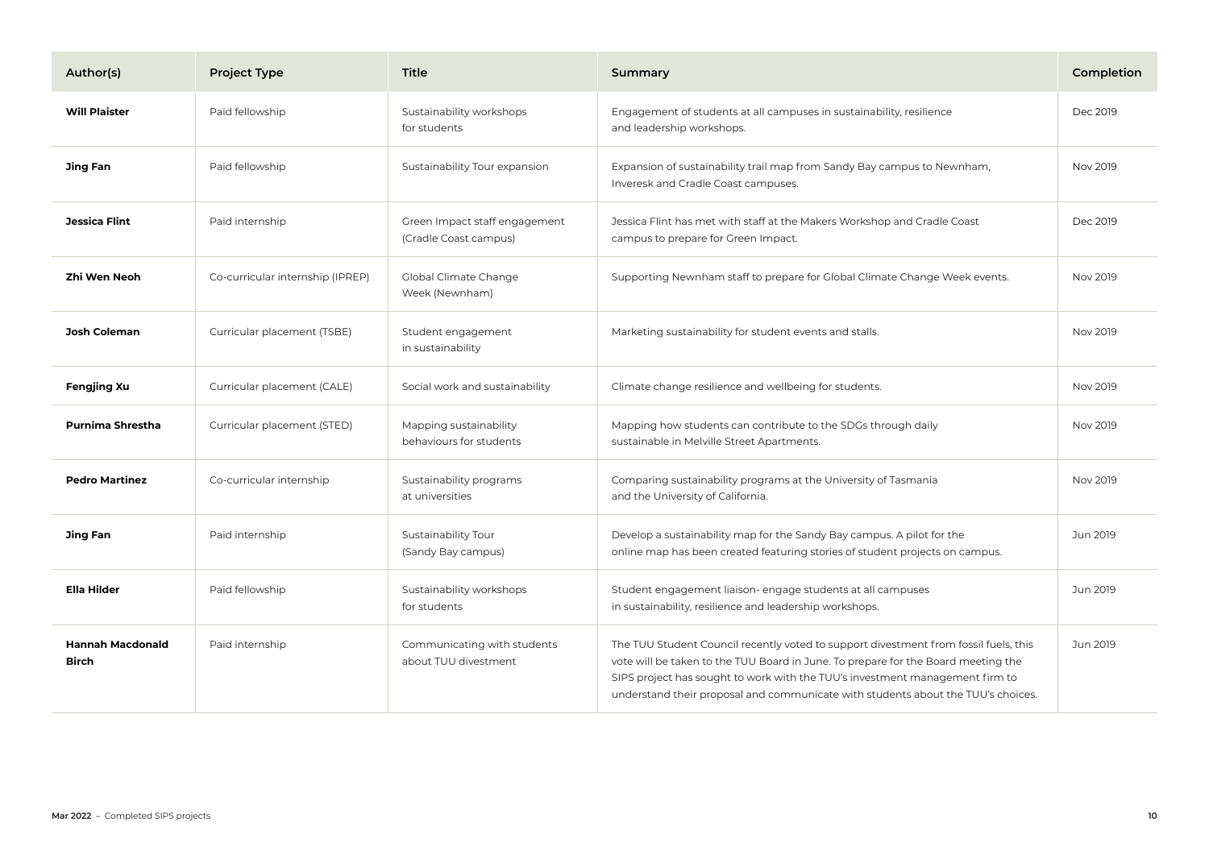| Author(s) | Project Type | Title | Summary | Completion |
|---|---|---|---|---|
| **Will Plaister** | Paid fellowship | Sustainability workshops for students | Engagement of students at all campuses in sustainability, resilience and leadership workshops. | Dec 2019 |
| **Jing Fan** | Paid fellowship | Sustainability Tour expansion | Expansion of sustainability trail map from Sandy Bay campus to Newnham, Inveresk and Cradle Coast campuses. | Nov 2019 |
| **Jessica Flint** | Paid internship | Green Impact staff engagement (Cradle Coast campus) | Jessica Flint has met with staff at the Makers Workshop and Cradle Coast campus to prepare for Green Impact. | Dec 2019 |
| **Zhi Wen Neoh** | Co-curricular internship (IPREP) | Global Climate Change Week (Newnham) | Supporting Newnham staff to prepare for Global Climate Change Week events. | Nov 2019 |
| **Josh Coleman** | Curricular placement (TSBE) | Student engagement in sustainability | Marketing sustainability for student events and stalls. | Nov 2019 |
| **Fengjing Xu** | Curricular placement (CALE) | Social work and sustainability | Climate change resilience and wellbeing for students. | Nov 2019 |
| **Purnima Shrestha** | Curricular placement (STED) | Mapping sustainability behaviours for students | Mapping how students can contribute to the SDGs through daily sustainable in Melville Street Apartments. | Nov 2019 |
| **Pedro Martinez** | Co-curricular internship | Sustainability programs at universities | Comparing sustainability programs at the University of Tasmania and the University of California. | Nov 2019 |
| **Jing Fan** | Paid internship | Sustainability Tour (Sandy Bay campus) | Develop a sustainability map for the Sandy Bay campus. A pilot for the online map has been created featuring stories of student projects on campus. | Jun 2019 |
| **Ella Hilder** | Paid fellowship | Sustainability workshops for students | Student engagement liaison- engage students at all campuses in sustainability, resilience and leadership workshops. | Jun 2019 |
| **Hannah Macdonald Birch** | Paid internship | Communicating with students about TUU divestment | The TUU Student Council recently voted to support divestment from fossil fuels, this vote will be taken to the TUU Board in June. To prepare for the Board meeting the SIPS project has sought to work with the TUU's investment management firm to understand their proposal and communicate with students about the TUU's choices. | Jun 2019 |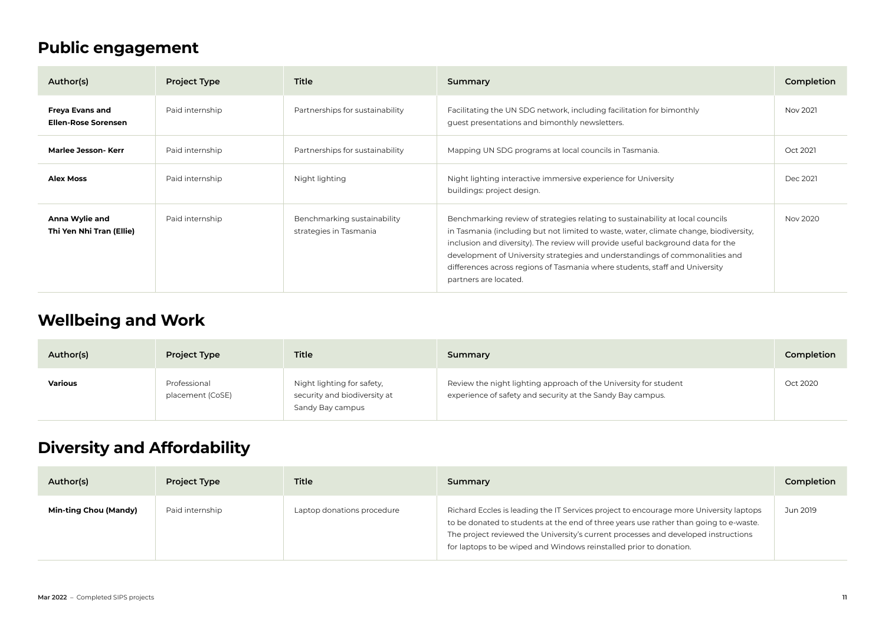## Public engagement

| Author(s) | Project Type | Title | Summary | Completion |
|---|---|---|---|---|
| **Freya Evans and Ellen-Rose Sorensen** | Paid internship | Partnerships for sustainability | Facilitating the UN SDG network, including facilitation for bimonthly guest presentations and bimonthly newsletters. | Nov 2021 |
| **Marlee Jesson- Kerr** | Paid internship | Partnerships for sustainability | Mapping UN SDG programs at local councils in Tasmania. | Oct 2021 |
| **Alex Moss** | Paid internship | Night lighting | Night lighting interactive immersive experience for University buildings: project design. | Dec 2021 |
| **Anna Wylie and Thi Yen Nhi Tran (Ellie)** | Paid internship | Benchmarking sustainability strategies in Tasmania | Benchmarking review of strategies relating to sustainability at local councils in Tasmania (including but not limited to waste, water, climate change, biodiversity, inclusion and diversity). The review will provide useful background data for the development of University strategies and understandings of commonalities and differences across regions of Tasmania where students, staff and University partners are located. | Nov 2020 |

## Wellbeing and Work

| Author(s) | Project Type | Title | Summary | Completion |
|---|---|---|---|---|
| **Various** | Professional placement (CoSE) | Night lighting for safety, security and biodiversity at Sandy Bay campus | Review the night lighting approach of the University for student experience of safety and security at the Sandy Bay campus. | Oct 2020 |

## Diversity and Affordability

| Author(s) | Project Type | Title | Summary | Completion |
|---|---|---|---|---|
| **Min-ting Chou (Mandy)** | Paid internship | Laptop donations procedure | Richard Eccles is leading the IT Services project to encourage more University laptops to be donated to students at the end of three years use rather than going to e-waste. The project reviewed the University's current processes and developed instructions for laptops to be wiped and Windows reinstalled prior to donation. | Jun 2019 |